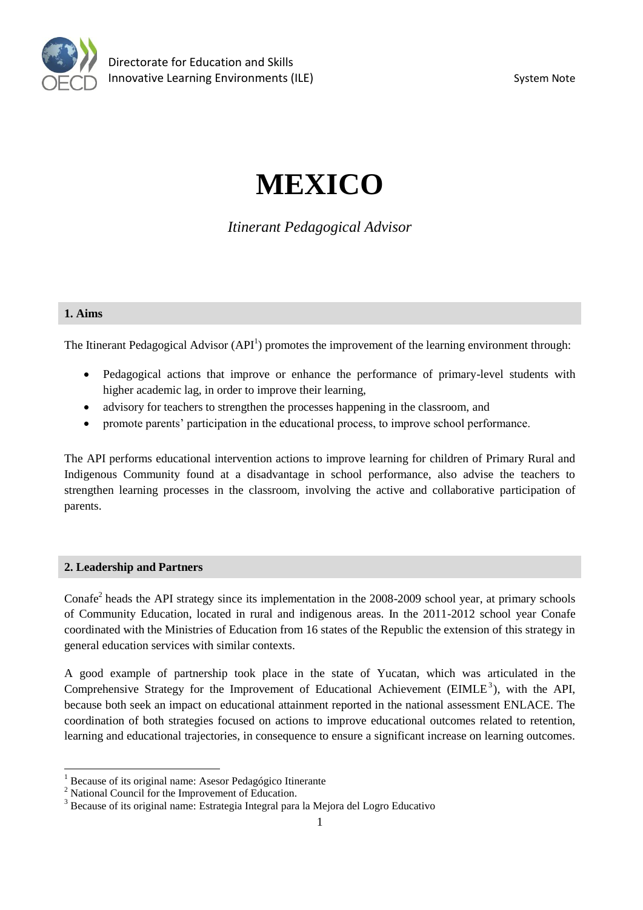# MEXICO

*Itinerant Pedagogical Advisor*

## 1. Aims

The Itinerant Pedagogical Advisor (API[1]) promotes the improvement of the learning environment through:

- Pedagogical actions that improve or enhance the performance of primary-level students with higher academic lag, in order to improve their learning,
- advisory for teachers to strengthen the processes happening in the classroom, and
- promote parents' participation in the educational process, to improve school performance.

The API performs educational intervention actions to improve learning for children of Primary Rural and Indigenous Community found at a disadvantage in school performance, also advise the teachers to strengthen learning processes in the classroom, involving the active and collaborative participation of parents.

## 2. Leadership and Partners

Conafe[2] heads the API strategy since its implementation in the 2008-2009 school year, at primary schools of Community Education, located in rural and indigenous areas. In the 2011-2012 school year Conafe coordinated with the Ministries of Education from 16 states of the Republic the extension of this strategy in general education services with similar contexts.

A good example of partnership took place in the state of Yucatan, which was articulated in the Comprehensive Strategy for the Improvement of Educational Achievement (EIMLE[3]), with the API, because both seek an impact on educational attainment reported in the national assessment ENLACE. The coordination of both strategies focused on actions to improve educational outcomes related to retention, learning and educational trajectories, in consequence to ensure a significant increase on learning outcomes.

---

[1] Because of its original name: Asesor Pedagógico Itinerante

[2] National Council for the Improvement of Education.

[3] Because of its original name: Estrategia Integral para la Mejora del Logro Educativo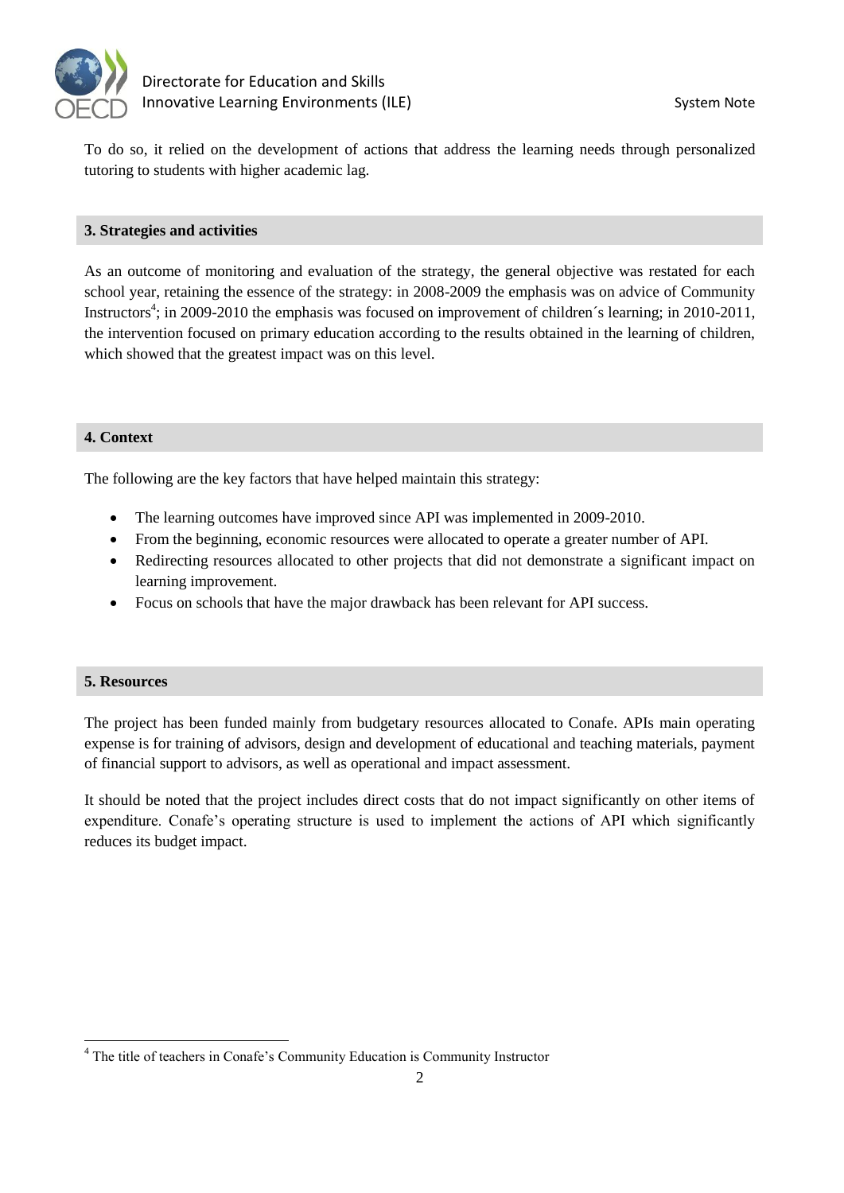To do so, it relied on the development of actions that address the learning needs through personalized tutoring to students with higher academic lag.

## 3. Strategies and activities

As an outcome of monitoring and evaluation of the strategy, the general objective was restated for each school year, retaining the essence of the strategy: in 2008-2009 the emphasis was on advice of Community Instructors[4]; in 2009-2010 the emphasis was focused on improvement of children´s learning; in 2010-2011, the intervention focused on primary education according to the results obtained in the learning of children, which showed that the greatest impact was on this level.

## 4. Context

The following are the key factors that have helped maintain this strategy:

- The learning outcomes have improved since API was implemented in 2009-2010.
- From the beginning, economic resources were allocated to operate a greater number of API.
- Redirecting resources allocated to other projects that did not demonstrate a significant impact on learning improvement.
- Focus on schools that have the major drawback has been relevant for API success.

## 5. Resources

The project has been funded mainly from budgetary resources allocated to Conafe. APIs main operating expense is for training of advisors, design and development of educational and teaching materials, payment of financial support to advisors, as well as operational and impact assessment.

It should be noted that the project includes direct costs that do not impact significantly on other items of expenditure. Conafe's operating structure is used to implement the actions of API which significantly reduces its budget impact.

[4] The title of teachers in Conafe's Community Education is Community Instructor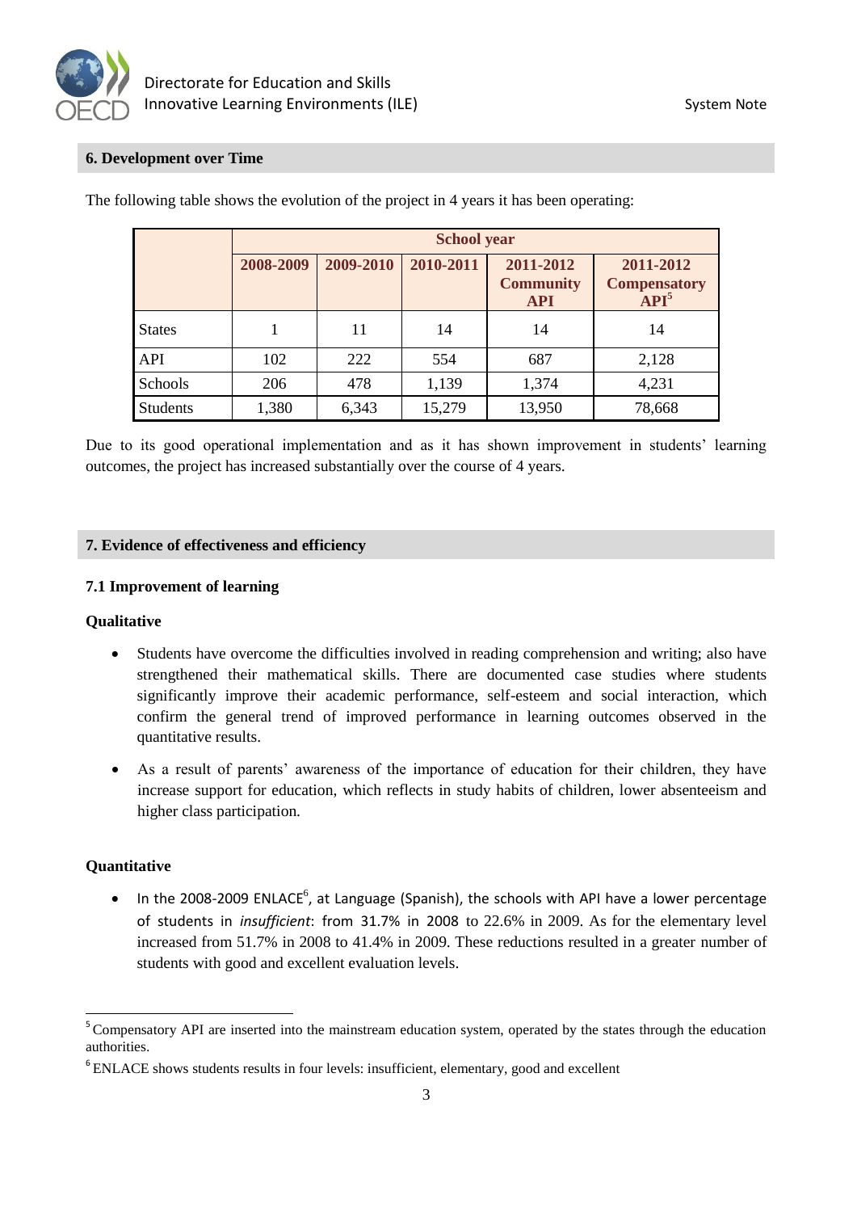## 6. Development over Time

The following table shows the evolution of the project in 4 years it has been operating:

| | School year | | | | |
|---|---|---|---|---|---|
| | 2008-2009 | 2009-2010 | 2010-2011 | 2011-2012 Community API | 2011-2012 Compensatory API[5] |
| States | 1 | 11 | 14 | 14 | 14 |
| API | 102 | 222 | 554 | 687 | 2,128 |
| Schools | 206 | 478 | 1,139 | 1,374 | 4,231 |
| Students | 1,380 | 6,343 | 15,279 | 13,950 | 78,668 |

Due to its good operational implementation and as it has shown improvement in students' learning outcomes, the project has increased substantially over the course of 4 years.

## 7. Evidence of effectiveness and efficiency

### 7.1 Improvement of learning

**Qualitative**

- Students have overcome the difficulties involved in reading comprehension and writing; also have strengthened their mathematical skills. There are documented case studies where students significantly improve their academic performance, self-esteem and social interaction, which confirm the general trend of improved performance in learning outcomes observed in the quantitative results.
- As a result of parents' awareness of the importance of education for their children, they have increase support for education, which reflects in study habits of children, lower absenteeism and higher class participation.

**Quantitative**

- In the 2008-2009 ENLACE[6], at Language (Spanish), the schools with API have a lower percentage of students in *insufficient*: from 31.7% in 2008 to 22.6% in 2009. As for the elementary level increased from 51.7% in 2008 to 41.4% in 2009. These reductions resulted in a greater number of students with good and excellent evaluation levels.

---

[5] Compensatory API are inserted into the mainstream education system, operated by the states through the education authorities.

[6] ENLACE shows students results in four levels: insufficient, elementary, good and excellent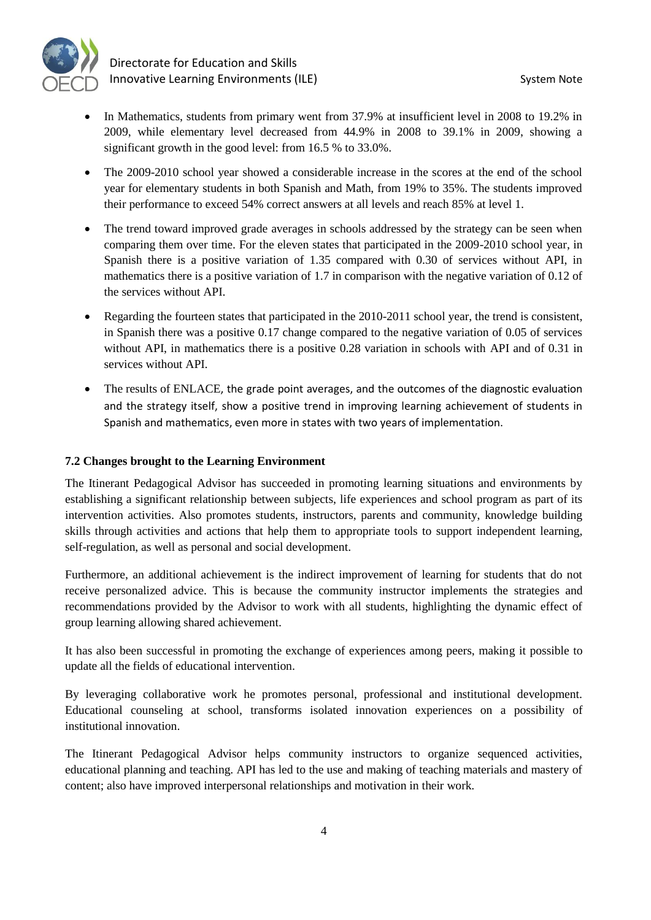- In Mathematics, students from primary went from 37.9% at insufficient level in 2008 to 19.2% in 2009, while elementary level decreased from 44.9% in 2008 to 39.1% in 2009, showing a significant growth in the good level: from 16.5 % to 33.0%.
- The 2009-2010 school year showed a considerable increase in the scores at the end of the school year for elementary students in both Spanish and Math, from 19% to 35%. The students improved their performance to exceed 54% correct answers at all levels and reach 85% at level 1.
- The trend toward improved grade averages in schools addressed by the strategy can be seen when comparing them over time. For the eleven states that participated in the 2009-2010 school year, in Spanish there is a positive variation of 1.35 compared with 0.30 of services without API, in mathematics there is a positive variation of 1.7 in comparison with the negative variation of 0.12 of the services without API.
- Regarding the fourteen states that participated in the 2010-2011 school year, the trend is consistent, in Spanish there was a positive 0.17 change compared to the negative variation of 0.05 of services without API, in mathematics there is a positive 0.28 variation in schools with API and of 0.31 in services without API.
- The results of ENLACE, the grade point averages, and the outcomes of the diagnostic evaluation and the strategy itself, show a positive trend in improving learning achievement of students in Spanish and mathematics, even more in states with two years of implementation.

### 7.2 Changes brought to the Learning Environment

The Itinerant Pedagogical Advisor has succeeded in promoting learning situations and environments by establishing a significant relationship between subjects, life experiences and school program as part of its intervention activities. Also promotes students, instructors, parents and community, knowledge building skills through activities and actions that help them to appropriate tools to support independent learning, self-regulation, as well as personal and social development.

Furthermore, an additional achievement is the indirect improvement of learning for students that do not receive personalized advice. This is because the community instructor implements the strategies and recommendations provided by the Advisor to work with all students, highlighting the dynamic effect of group learning allowing shared achievement.

It has also been successful in promoting the exchange of experiences among peers, making it possible to update all the fields of educational intervention.

By leveraging collaborative work he promotes personal, professional and institutional development. Educational counseling at school, transforms isolated innovation experiences on a possibility of institutional innovation.

The Itinerant Pedagogical Advisor helps community instructors to organize sequenced activities, educational planning and teaching. API has led to the use and making of teaching materials and mastery of content; also have improved interpersonal relationships and motivation in their work.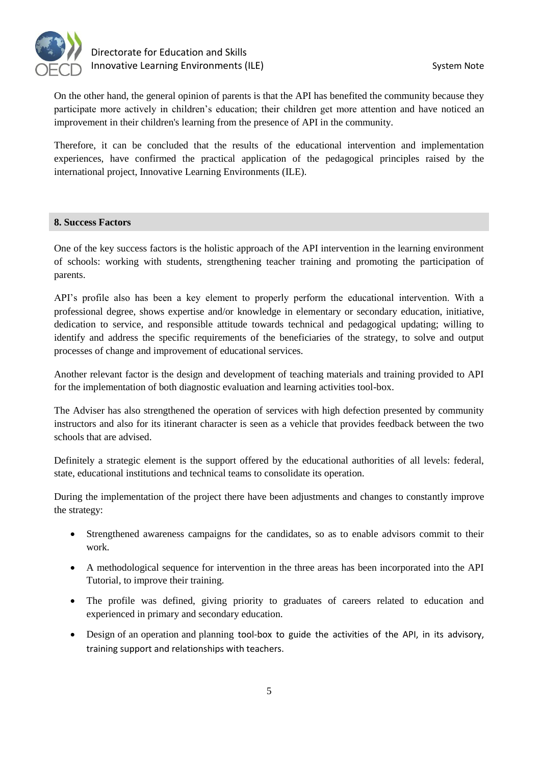On the other hand, the general opinion of parents is that the API has benefited the community because they participate more actively in children's education; their children get more attention and have noticed an improvement in their children's learning from the presence of API in the community.

Therefore, it can be concluded that the results of the educational intervention and implementation experiences, have confirmed the practical application of the pedagogical principles raised by the international project, Innovative Learning Environments (ILE).

## 8. Success Factors

One of the key success factors is the holistic approach of the API intervention in the learning environment of schools: working with students, strengthening teacher training and promoting the participation of parents.

API's profile also has been a key element to properly perform the educational intervention. With a professional degree, shows expertise and/or knowledge in elementary or secondary education, initiative, dedication to service, and responsible attitude towards technical and pedagogical updating; willing to identify and address the specific requirements of the beneficiaries of the strategy, to solve and output processes of change and improvement of educational services.

Another relevant factor is the design and development of teaching materials and training provided to API for the implementation of both diagnostic evaluation and learning activities tool-box.

The Adviser has also strengthened the operation of services with high defection presented by community instructors and also for its itinerant character is seen as a vehicle that provides feedback between the two schools that are advised.

Definitely a strategic element is the support offered by the educational authorities of all levels: federal, state, educational institutions and technical teams to consolidate its operation.

During the implementation of the project there have been adjustments and changes to constantly improve the strategy:

- Strengthened awareness campaigns for the candidates, so as to enable advisors commit to their work.
- A methodological sequence for intervention in the three areas has been incorporated into the API Tutorial, to improve their training.
- The profile was defined, giving priority to graduates of careers related to education and experienced in primary and secondary education.
- Design of an operation and planning tool-box to guide the activities of the API, in its advisory, training support and relationships with teachers.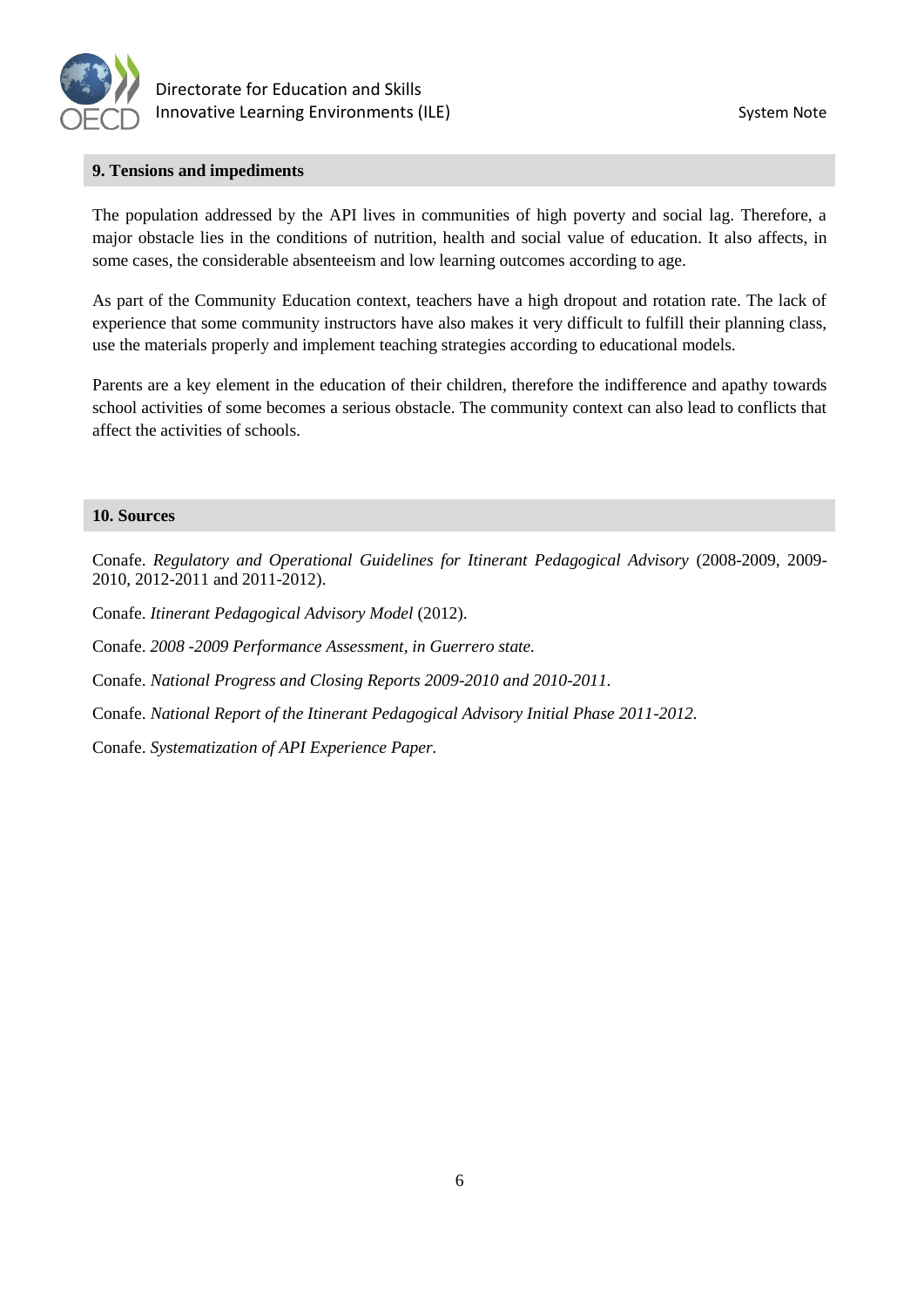## 9. Tensions and impediments

The population addressed by the API lives in communities of high poverty and social lag. Therefore, a major obstacle lies in the conditions of nutrition, health and social value of education. It also affects, in some cases, the considerable absenteeism and low learning outcomes according to age.

As part of the Community Education context, teachers have a high dropout and rotation rate. The lack of experience that some community instructors have also makes it very difficult to fulfill their planning class, use the materials properly and implement teaching strategies according to educational models.

Parents are a key element in the education of their children, therefore the indifference and apathy towards school activities of some becomes a serious obstacle. The community context can also lead to conflicts that affect the activities of schools.

## 10. Sources

Conafe. *Regulatory and Operational Guidelines for Itinerant Pedagogical Advisory* (2008-2009, 2009-2010, 2012-2011 and 2011-2012).

Conafe. *Itinerant Pedagogical Advisory Model* (2012).

Conafe. *2008 -2009 Performance Assessment, in Guerrero state.*

Conafe. *National Progress and Closing Reports 2009-2010 and 2010-2011*.

Conafe. *National Report of the Itinerant Pedagogical Advisory Initial Phase 2011-2012*.

Conafe. *Systematization of API Experience Paper*.